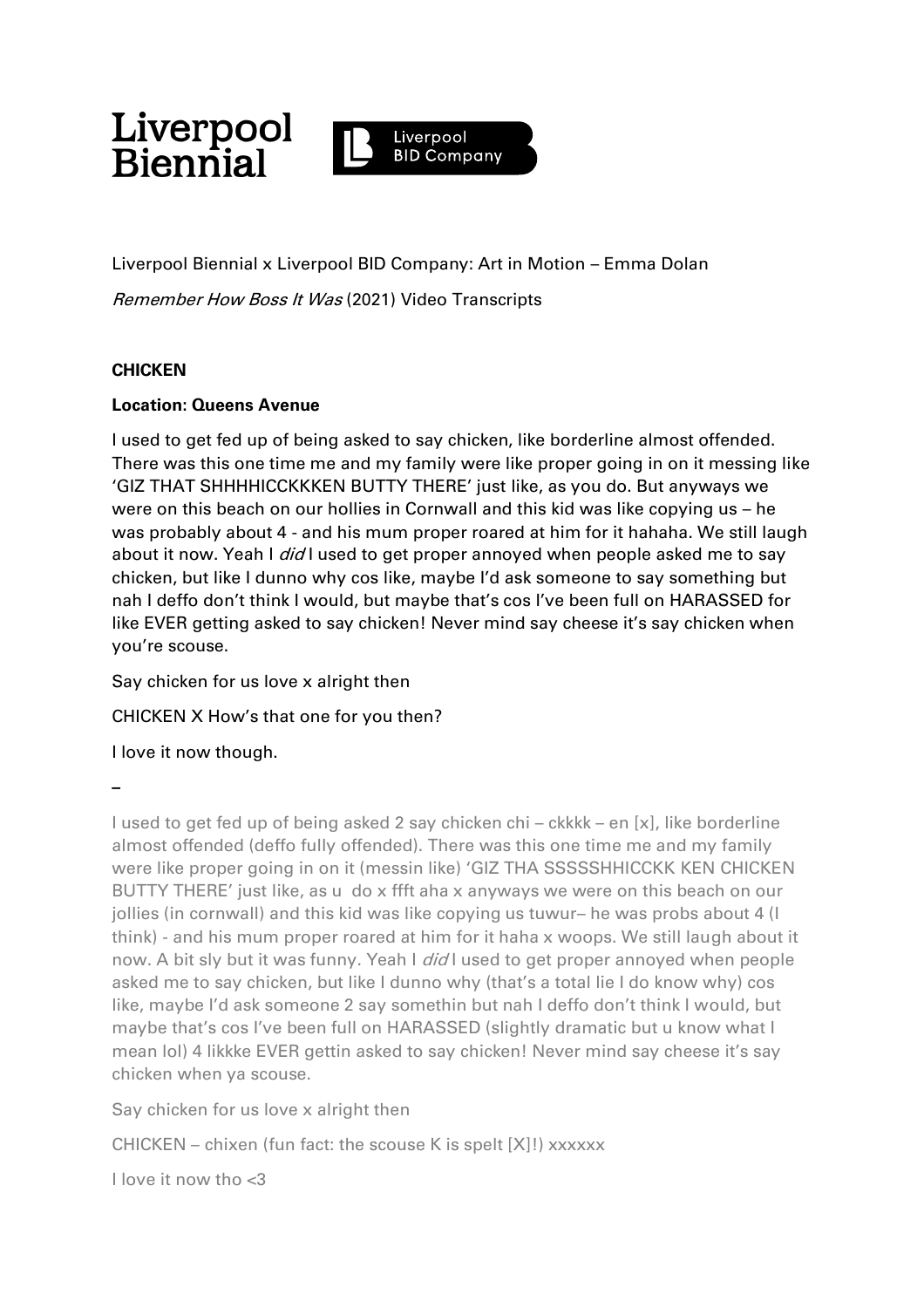Liverpool Biennial

Liverpool BID Company

Liverpool Biennial x Liverpool BID Company: Art in Motion – Emma Dolan

*Remember How Boss It Was* (2021) Video Transcripts

**CHICKEN**

**Location: Queens Avenue**

I used to get fed up of being asked to say chicken, like borderline almost offended. There was this one time me and my family were like proper going in on it messing like 'GIZ THAT SHHHHICCKKKEN BUTTY THERE' just like, as you do. But anyways we were on this beach on our hollies in Cornwall and this kid was like copying us – he was probably about 4 - and his mum proper roared at him for it hahaha. We still laugh about it now. Yeah I *did* I used to get proper annoyed when people asked me to say chicken, but like I dunno why cos like, maybe I'd ask someone to say something but nah I deffo don't think I would, but maybe that's cos I've been full on HARASSED for like EVER getting asked to say chicken! Never mind say cheese it's say chicken when you're scouse.

Say chicken for us love x alright then

CHICKEN X How's that one for you then?

I love it now though.

–

I used to get fed up of being asked 2 say chicken chi – ckkkk – en [x], like borderline almost offended (deffo fully offended). There was this one time me and my family were like proper going in on it (messin like) 'GIZ THA SSSSSHHICCKK KEN CHICKEN BUTTY THERE' just like, as u do x ffft aha x anyways we were on this beach on our jollies (in cornwall) and this kid was like copying us tuwur– he was probs about 4 (I think) - and his mum proper roared at him for it haha x woops. We still laugh about it now. A bit sly but it was funny. Yeah I *did* I used to get proper annoyed when people asked me to say chicken, but like I dunno why (that's a total lie I do know why) cos like, maybe I'd ask someone 2 say somethin but nah I deffo don't think I would, but maybe that's cos I've been full on HARASSED (slightly dramatic but u know what I mean lol) 4 likkke EVER gettin asked to say chicken! Never mind say cheese it's say chicken when ya scouse.

Say chicken for us love x alright then

CHICKEN – chixen (fun fact: the scouse K is spelt [X]!) xxxxxx

I love it now tho <3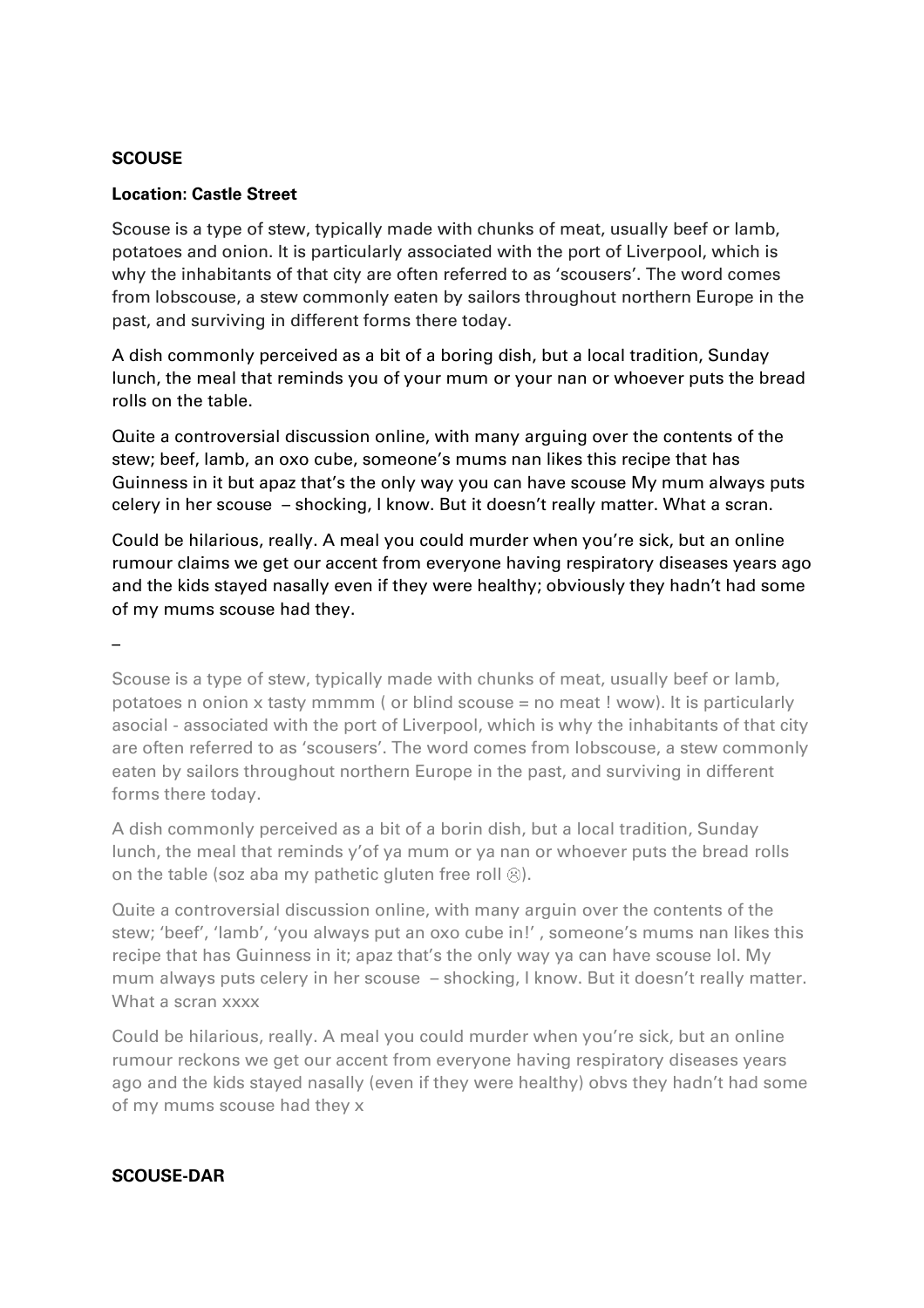**SCOUSE**

**Location: Castle Street**

Scouse is a type of stew, typically made with chunks of meat, usually beef or lamb, potatoes and onion. It is particularly associated with the port of Liverpool, which is why the inhabitants of that city are often referred to as 'scousers'. The word comes from lobscouse, a stew commonly eaten by sailors throughout northern Europe in the past, and surviving in different forms there today.

A dish commonly perceived as a bit of a boring dish, but a local tradition, Sunday lunch, the meal that reminds you of your mum or your nan or whoever puts the bread rolls on the table.

Quite a controversial discussion online, with many arguing over the contents of the stew; beef, lamb, an oxo cube, someone's mums nan likes this recipe that has Guinness in it but apaz that's the only way you can have scouse My mum always puts celery in her scouse – shocking, I know. But it doesn't really matter. What a scran.

Could be hilarious, really. A meal you could murder when you're sick, but an online rumour claims we get our accent from everyone having respiratory diseases years ago and the kids stayed nasally even if they were healthy; obviously they hadn't had some of my mums scouse had they.

–

Scouse is a type of stew, typically made with chunks of meat, usually beef or lamb, potatoes n onion x tasty mmmm ( or blind scouse = no meat ! wow). It is particularly asocial - associated with the port of Liverpool, which is why the inhabitants of that city are often referred to as 'scousers'. The word comes from lobscouse, a stew commonly eaten by sailors throughout northern Europe in the past, and surviving in different forms there today.

A dish commonly perceived as a bit of a borin dish, but a local tradition, Sunday lunch, the meal that reminds y'of ya mum or ya nan or whoever puts the bread rolls on the table (soz aba my pathetic gluten free roll ☹).

Quite a controversial discussion online, with many arguin over the contents of the stew; 'beef', 'lamb', 'you always put an oxo cube in!' , someone's mums nan likes this recipe that has Guinness in it; apaz that's the only way ya can have scouse lol. My mum always puts celery in her scouse – shocking, I know. But it doesn't really matter. What a scran xxxx

Could be hilarious, really. A meal you could murder when you're sick, but an online rumour reckons we get our accent from everyone having respiratory diseases years ago and the kids stayed nasally (even if they were healthy) obvs they hadn't had some of my mums scouse had they x

**SCOUSE-DAR**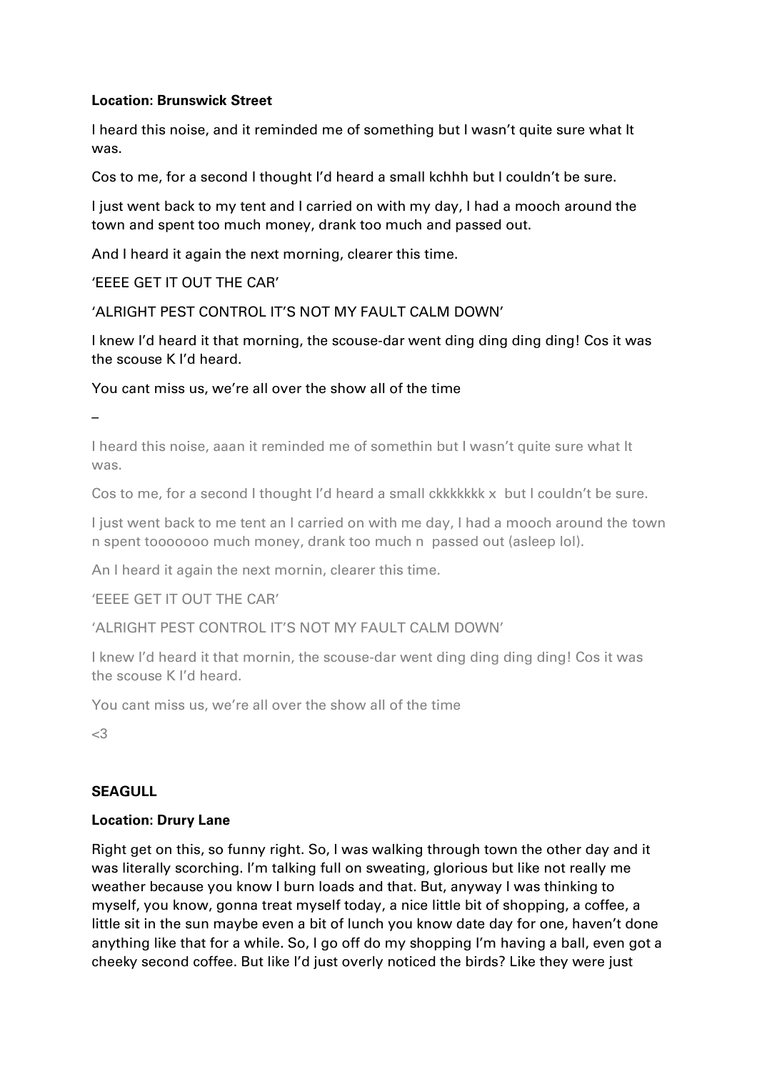**Location: Brunswick Street**

I heard this noise, and it reminded me of something but I wasn't quite sure what It was.

Cos to me, for a second I thought I'd heard a small kchhh but I couldn't be sure.

I just went back to my tent and I carried on with my day, I had a mooch around the town and spent too much money, drank too much and passed out.

And I heard it again the next morning, clearer this time.

'EEEE GET IT OUT THE CAR'

'ALRIGHT PEST CONTROL IT'S NOT MY FAULT CALM DOWN'

I knew I'd heard it that morning, the scouse-dar went ding ding ding ding! Cos it was the scouse K I'd heard.

You cant miss us, we're all over the show all of the time

–

I heard this noise, aaan it reminded me of somethin but I wasn't quite sure what It was.

Cos to me, for a second I thought I'd heard a small ckkkkkkk x but I couldn't be sure.

I just went back to me tent an I carried on with me day, I had a mooch around the town n spent tooooooo much money, drank too much n passed out (asleep lol).

An I heard it again the next mornin, clearer this time.

'EEEE GET IT OUT THE CAR'

'ALRIGHT PEST CONTROL IT'S NOT MY FAULT CALM DOWN'

I knew I'd heard it that mornin, the scouse-dar went ding ding ding ding! Cos it was the scouse K I'd heard.

You cant miss us, we're all over the show all of the time

<3

**SEAGULL**

**Location: Drury Lane**

Right get on this, so funny right. So, I was walking through town the other day and it was literally scorching. I'm talking full on sweating, glorious but like not really me weather because you know I burn loads and that. But, anyway I was thinking to myself, you know, gonna treat myself today, a nice little bit of shopping, a coffee, a little sit in the sun maybe even a bit of lunch you know date day for one, haven't done anything like that for a while. So, I go off do my shopping I'm having a ball, even got a cheeky second coffee. But like I'd just overly noticed the birds? Like they were just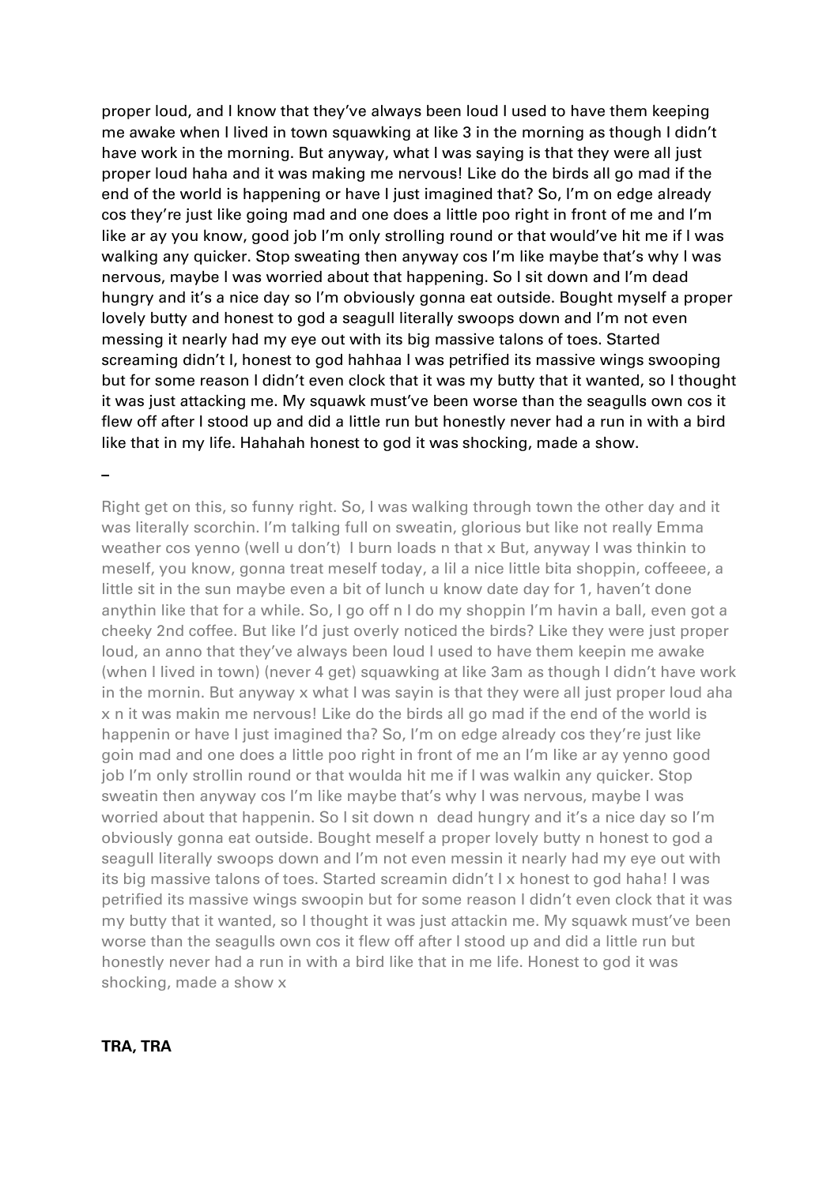proper loud, and I know that they've always been loud I used to have them keeping me awake when I lived in town squawking at like 3 in the morning as though I didn't have work in the morning. But anyway, what I was saying is that they were all just proper loud haha and it was making me nervous! Like do the birds all go mad if the end of the world is happening or have I just imagined that? So, I'm on edge already cos they're just like going mad and one does a little poo right in front of me and I'm like ar ay you know, good job I'm only strolling round or that would've hit me if I was walking any quicker. Stop sweating then anyway cos I'm like maybe that's why I was nervous, maybe I was worried about that happening. So I sit down and I'm dead hungry and it's a nice day so I'm obviously gonna eat outside. Bought myself a proper lovely butty and honest to god a seagull literally swoops down and I'm not even messing it nearly had my eye out with its big massive talons of toes. Started screaming didn't I, honest to god hahhaa I was petrified its massive wings swooping but for some reason I didn't even clock that it was my butty that it wanted, so I thought it was just attacking me. My squawk must've been worse than the seagulls own cos it flew off after I stood up and did a little run but honestly never had a run in with a bird like that in my life. Hahahah honest to god it was shocking, made a show.

–

Right get on this, so funny right. So, I was walking through town the other day and it was literally scorchin. I'm talking full on sweatin, glorious but like not really Emma weather cos yenno (well u don't) I burn loads n that x But, anyway I was thinkin to meself, you know, gonna treat meself today, a lil a nice little bita shoppin, coffeeee, a little sit in the sun maybe even a bit of lunch u know date day for 1, haven't done anythin like that for a while. So, I go off n I do my shoppin I'm havin a ball, even got a cheeky 2nd coffee. But like I'd just overly noticed the birds? Like they were just proper loud, an anno that they've always been loud I used to have them keepin me awake (when I lived in town) (never 4 get) squawking at like 3am as though I didn't have work in the mornin. But anyway x what I was sayin is that they were all just proper loud aha x n it was makin me nervous! Like do the birds all go mad if the end of the world is happenin or have I just imagined tha? So, I'm on edge already cos they're just like goin mad and one does a little poo right in front of me an I'm like ar ay yenno good job I'm only strollin round or that woulda hit me if I was walkin any quicker. Stop sweatin then anyway cos I'm like maybe that's why I was nervous, maybe I was worried about that happenin. So I sit down n dead hungry and it's a nice day so I'm obviously gonna eat outside. Bought meself a proper lovely butty n honest to god a seagull literally swoops down and I'm not even messin it nearly had my eye out with its big massive talons of toes. Started screamin didn't I x honest to god haha! I was petrified its massive wings swoopin but for some reason I didn't even clock that it was my butty that it wanted, so I thought it was just attackin me. My squawk must've been worse than the seagulls own cos it flew off after I stood up and did a little run but honestly never had a run in with a bird like that in me life. Honest to god it was shocking, made a show x

**TRA, TRA**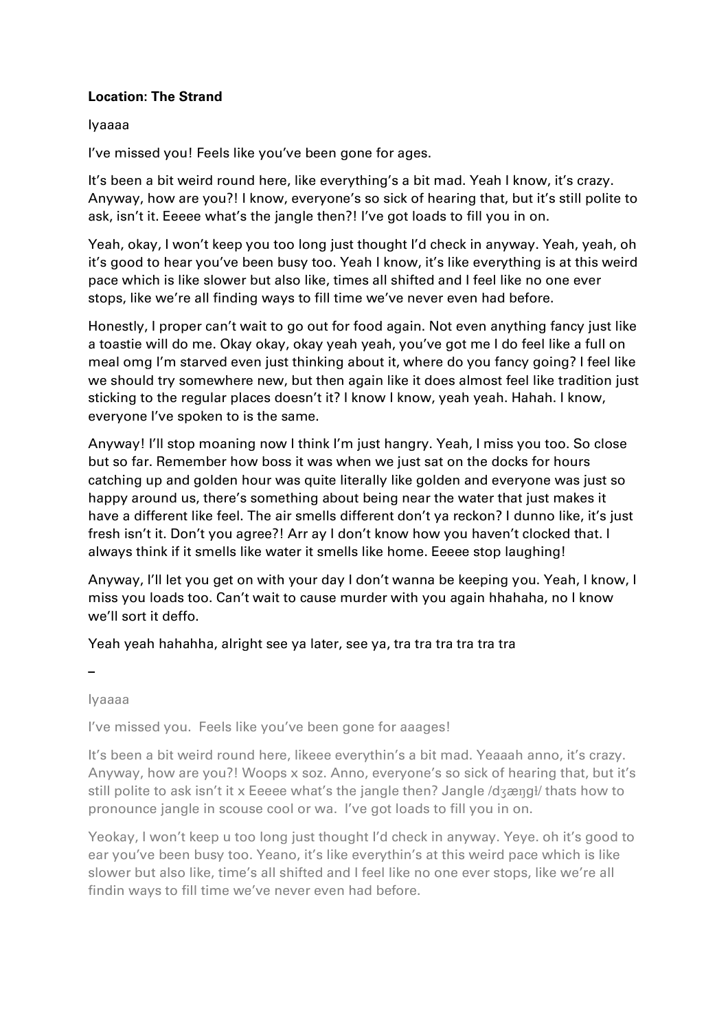**Location: The Strand**

Iyaaaa

I've missed you! Feels like you've been gone for ages.

It's been a bit weird round here, like everything's a bit mad. Yeah I know, it's crazy. Anyway, how are you?! I know, everyone's so sick of hearing that, but it's still polite to ask, isn't it. Eeeee what's the jangle then?! I've got loads to fill you in on.

Yeah, okay, I won't keep you too long just thought I'd check in anyway. Yeah, yeah, oh it's good to hear you've been busy too. Yeah I know, it's like everything is at this weird pace which is like slower but also like, times all shifted and I feel like no one ever stops, like we're all finding ways to fill time we've never even had before.

Honestly, I proper can't wait to go out for food again. Not even anything fancy just like a toastie will do me. Okay okay, okay yeah yeah, you've got me I do feel like a full on meal omg I'm starved even just thinking about it, where do you fancy going? I feel like we should try somewhere new, but then again like it does almost feel like tradition just sticking to the regular places doesn't it? I know I know, yeah yeah. Hahah. I know, everyone I've spoken to is the same.

Anyway! I'll stop moaning now I think I'm just hangry. Yeah, I miss you too. So close but so far. Remember how boss it was when we just sat on the docks for hours catching up and golden hour was quite literally like golden and everyone was just so happy around us, there's something about being near the water that just makes it have a different like feel. The air smells different don't ya reckon? I dunno like, it's just fresh isn't it. Don't you agree?! Arr ay I don't know how you haven't clocked that. I always think if it smells like water it smells like home. Eeeee stop laughing!

Anyway, I'll let you get on with your day I don't wanna be keeping you. Yeah, I know, I miss you loads too. Can't wait to cause murder with you again hhahaha, no I know we'll sort it deffo.

Yeah yeah hahahha, alright see ya later, see ya, tra tra tra tra tra tra

–

Iyaaaa

I've missed you. Feels like you've been gone for aaages!

It's been a bit weird round here, likeee everythin's a bit mad. Yeaaah anno, it's crazy. Anyway, how are you?! Woops x soz. Anno, everyone's so sick of hearing that, but it's still polite to ask isn't it x Eeeee what's the jangle then? Jangle /dʒæŋgɫ/ thats how to pronounce jangle in scouse cool or wa. I've got loads to fill you in on.

Yeokay, I won't keep u too long just thought I'd check in anyway. Yeye. oh it's good to ear you've been busy too. Yeano, it's like everythin's at this weird pace which is like slower but also like, time's all shifted and I feel like no one ever stops, like we're all findin ways to fill time we've never even had before.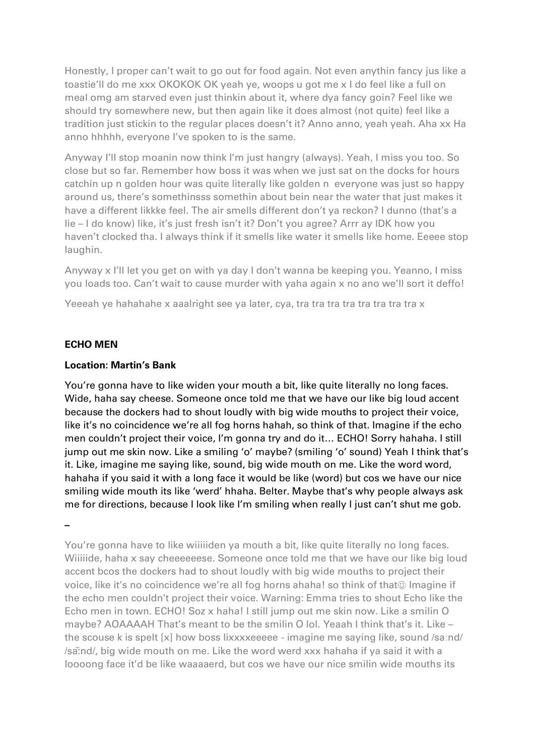Honestly, I proper can't wait to go out for food again. Not even anythin fancy jus like a toastie'll do me xxx OKOKOK OK yeah ye, woops u got me x I do feel like a full on meal omg am starved even just thinkin about it, where dya fancy goin? Feel like we should try somewhere new, but then again like it does almost (not quite) feel like a tradition just stickin to the regular places doesn't it? Anno anno, yeah yeah. Aha xx Ha anno hhhhh, everyone I've spoken to is the same.

Anyway I'll stop moanin now think I'm just hangry (always). Yeah, I miss you too. So close but so far. Remember how boss it was when we just sat on the docks for hours catchin up n golden hour was quite literally like golden n everyone was just so happy around us, there's somethinsss somethin about bein near the water that just makes it have a different likkke feel. The air smells different don't ya reckon? I dunno (that's a lie – I do know) like, it's just fresh isn't it? Don't you agree? Arrr ay IDK how you haven't clocked tha. I always think if it smells like water it smells like home. Eeeee stop laughin.

Anyway x I'll let you get on with ya day I don't wanna be keeping you. Yeanno, I miss you loads too. Can't wait to cause murder with yaha again x no ano we'll sort it deffo!

Yeeeah ye hahahahe x aaalright see ya later, cya, tra tra tra tra tra tra tra tra x

**ECHO MEN**

**Location: Martin's Bank**

You're gonna have to like widen your mouth a bit, like quite literally no long faces. Wide, haha say cheese. Someone once told me that we have our like big loud accent because the dockers had to shout loudly with big wide mouths to project their voice, like it's no coincidence we're all fog horns hahah, so think of that. Imagine if the echo men couldn't project their voice, I'm gonna try and do it… ECHO! Sorry hahaha. I still jump out me skin now. Like a smiling 'o' maybe? (smiling 'o' sound) Yeah I think that's it. Like, imagine me saying like, sound, big wide mouth on me. Like the word word, hahaha if you said it with a long face it would be like (word) but cos we have our nice smiling wide mouth its like 'werd' hhaha. Belter. Maybe that's why people always ask me for directions, because I look like I'm smiling when really I just can't shut me gob.

–

You're gonna have to like wiiiiiden ya mouth a bit, like quite literally no long faces. Wiiiiide, haha x say cheeeeeese. Someone once told me that we have our like big loud accent bcos the dockers had to shout loudly with big wide mouths to project their voice, like it's no coincidence we're all fog horns ahaha! so think of that☺ Imagine if the echo men couldn't project their voice. Warning: Emma tries to shout Echo like the Echo men in town. ECHO! Soz x haha! I still jump out me skin now. Like a smilin O maybe? AOAAAAH That's meant to be the smilin O lol. Yeaah I think that's it. Like – the scouse k is spelt [x] how boss lixxxxeeeee - imagine me saying like, sound /saːnd/ /sa͂ːnd/, big wide mouth on me. Like the word werd xxx hahaha if ya said it with a loooong face it'd be like waaaaerd, but cos we have our nice smilin wide mouths its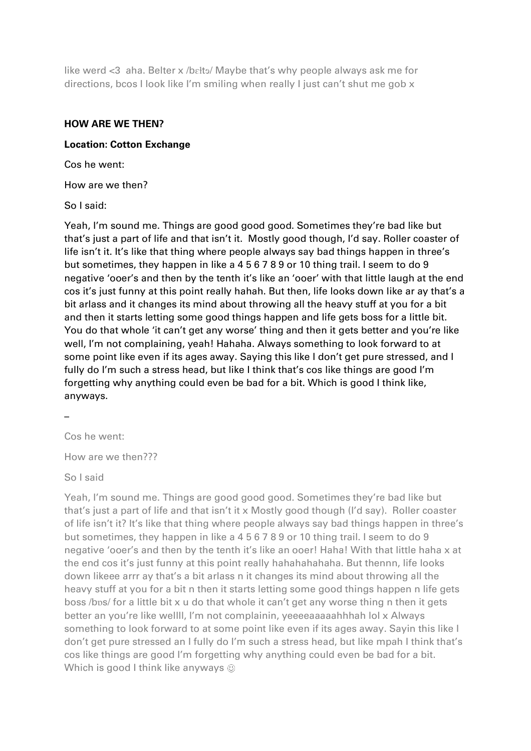like werd <3 aha. Belter x /bɛɫtɘ/ Maybe that's why people always ask me for directions, bcos I look like I'm smiling when really I just can't shut me gob x

**HOW ARE WE THEN?**

**Location: Cotton Exchange**

Cos he went:

How are we then?

So I said:

Yeah, I'm sound me. Things are good good good. Sometimes they're bad like but that's just a part of life and that isn't it. Mostly good though, I'd say. Roller coaster of life isn't it. It's like that thing where people always say bad things happen in three's but sometimes, they happen in like a 4 5 6 7 8 9 or 10 thing trail. I seem to do 9 negative 'ooer's and then by the tenth it's like an 'ooer' with that little laugh at the end cos it's just funny at this point really hahah. But then, life looks down like ar ay that's a bit arlass and it changes its mind about throwing all the heavy stuff at you for a bit and then it starts letting some good things happen and life gets boss for a little bit. You do that whole 'it can't get any worse' thing and then it gets better and you're like well, I'm not complaining, yeah! Hahaha. Always something to look forward to at some point like even if its ages away. Saying this like I don't get pure stressed, and I fully do I'm such a stress head, but like I think that's cos like things are good I'm forgetting why anything could even be bad for a bit. Which is good I think like, anyways.

–

Cos he went:

How are we then???

So I said

Yeah, I'm sound me. Things are good good good. Sometimes they're bad like but that's just a part of life and that isn't it x Mostly good though (I'd say). Roller coaster of life isn't it? It's like that thing where people always say bad things happen in three's but sometimes, they happen in like a 4 5 6 7 8 9 or 10 thing trail. I seem to do 9 negative 'ooer's and then by the tenth it's like an ooer! Haha! With that little haha x at the end cos it's just funny at this point really hahahahahaha. But thennn, life looks down likeee arrr ay that's a bit arlass n it changes its mind about throwing all the heavy stuff at you for a bit n then it starts letting some good things happen n life gets boss /bɒs/ for a little bit x u do that whole it can't get any worse thing n then it gets better an you're like wellll, I'm not complainin, yeeeeaaaaahhhah lol x Always something to look forward to at some point like even if its ages away. Sayin this like I don't get pure stressed an I fully do I'm such a stress head, but like mpah I think that's cos like things are good I'm forgetting why anything could even be bad for a bit. Which is good I think like anyways ☺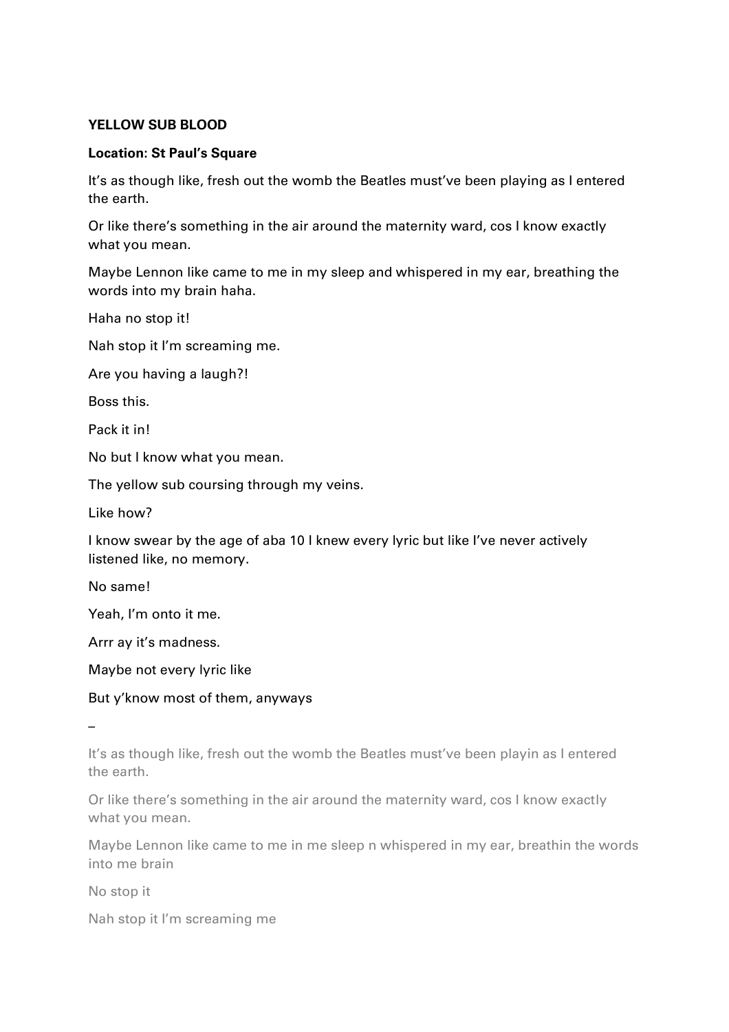**YELLOW SUB BLOOD**

**Location: St Paul's Square**

It's as though like, fresh out the womb the Beatles must've been playing as I entered the earth.

Or like there's something in the air around the maternity ward, cos I know exactly what you mean.

Maybe Lennon like came to me in my sleep and whispered in my ear, breathing the words into my brain haha.

Haha no stop it!

Nah stop it I'm screaming me.

Are you having a laugh?!

Boss this.

Pack it in!

No but I know what you mean.

The yellow sub coursing through my veins.

Like how?

I know swear by the age of aba 10 I knew every lyric but like I've never actively listened like, no memory.

No same!

Yeah, I'm onto it me.

Arrr ay it's madness.

Maybe not every lyric like

But y'know most of them, anyways

_

It's as though like, fresh out the womb the Beatles must've been playin as I entered the earth.

Or like there's something in the air around the maternity ward, cos I know exactly what you mean.

Maybe Lennon like came to me in me sleep n whispered in my ear, breathin the words into me brain

No stop it

Nah stop it I'm screaming me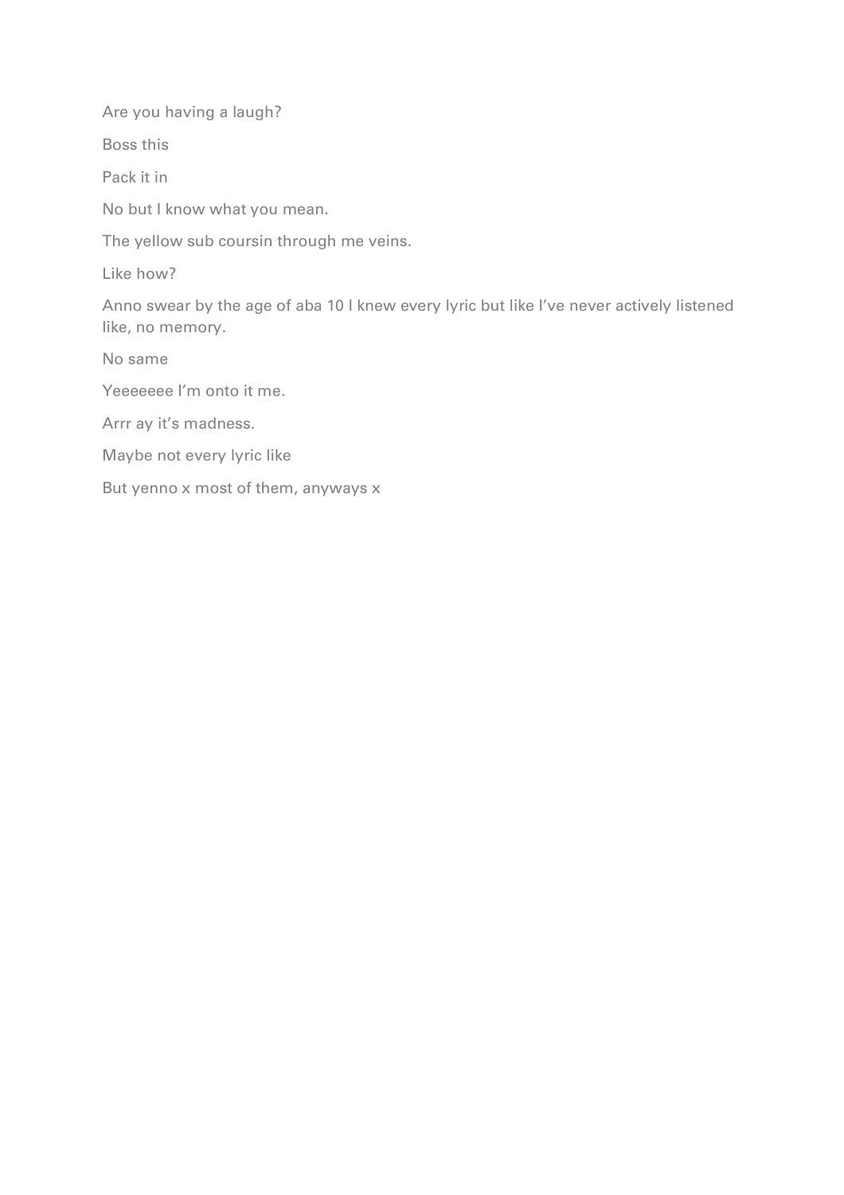Are you having a laugh?

Boss this

Pack it in

No but I know what you mean.

The yellow sub coursin through me veins.

Like how?

Anno swear by the age of aba 10 I knew every lyric but like I've never actively listened like, no memory.

No same

Yeeeeeee I'm onto it me.

Arrr ay it's madness.

Maybe not every lyric like

But yenno x most of them, anyways x